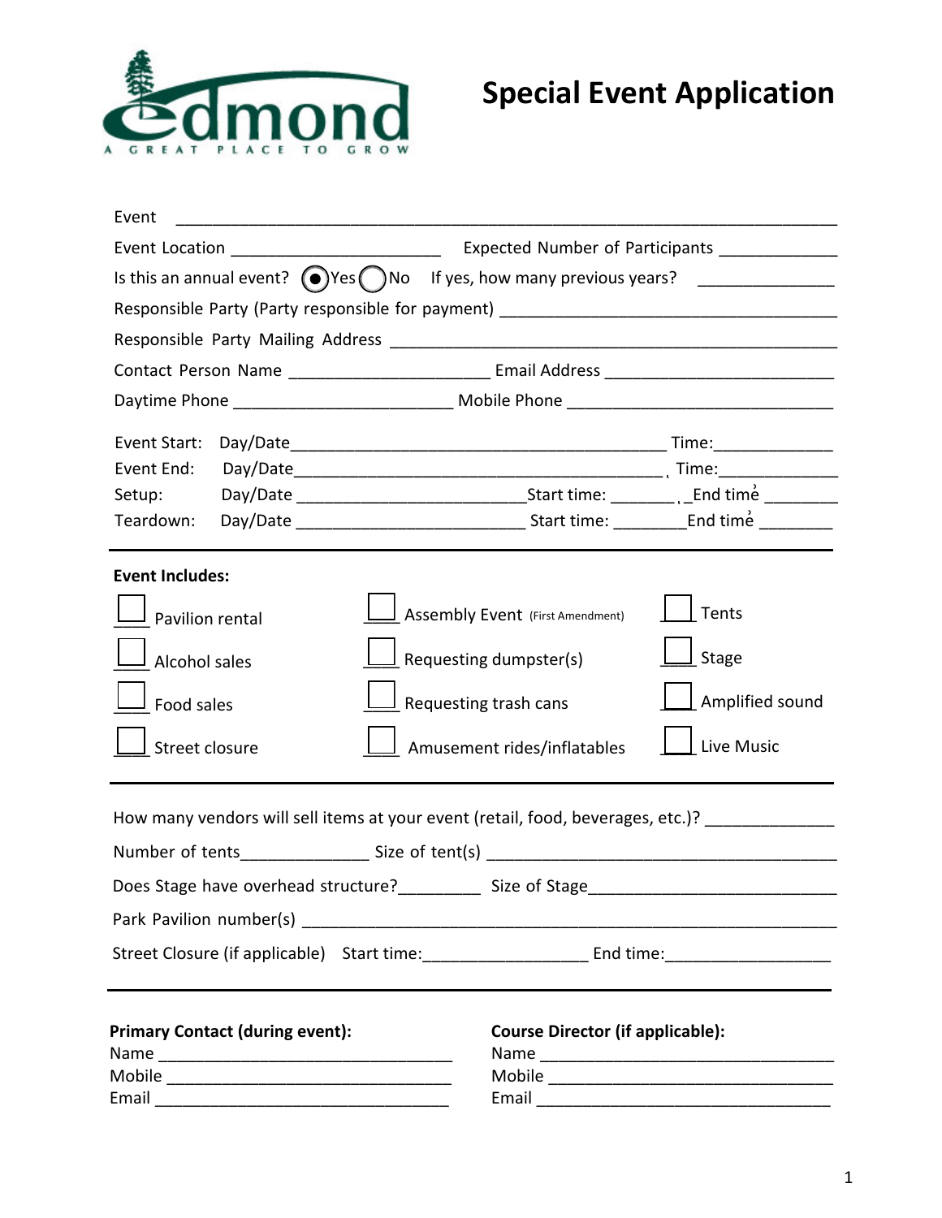# Special Event Application

Event ______________________________________________________________________

Event Location _______________________ Expected Number of Participants _____________

Is this an annual event? ◉ Yes ◯ No If yes, how many previous years? _______________

Responsible Party (Party responsible for payment) ______________________________________

Responsible Party Mailing Address ___________________________________________________

Contact Person Name ______________________ Email Address __________________________

Daytime Phone ________________________ Mobile Phone _____________________________

Event Start: Day/Date __________________________________________ Time: _____________

Event End: Day/Date __________________________________________ Time: _____________

Setup: Day/Date _________________________ Start time: _______ End time ________

Teardown: Day/Date _________________________ Start time: ________ End time ________

**Event Includes:**

- ☐ Pavilion rental
- ☐ Alcohol sales
- ☐ Food sales
- ☐ Street closure
- ☐ Assembly Event (First Amendment)
- ☐ Requesting dumpster(s)
- ☐ Requesting trash cans
- ☐ Amusement rides/inflatables
- ☐ Tents
- ☐ Stage
- ☐ Amplified sound
- ☐ Live Music

How many vendors will sell items at your event (retail, food, beverages, etc.)? ______________

Number of tents______________ Size of tent(s) _______________________________________

Does Stage have overhead structure?_________ Size of Stage___________________________

Park Pavilion number(s) __________________________________________________________

Street Closure (if applicable) Start time:__________________ End time:_________________

**Primary Contact (during event):**

Name _________________________________

Mobile ________________________________

Email _________________________________

**Course Director (if applicable):**

Name _________________________________

Mobile ________________________________

Email _________________________________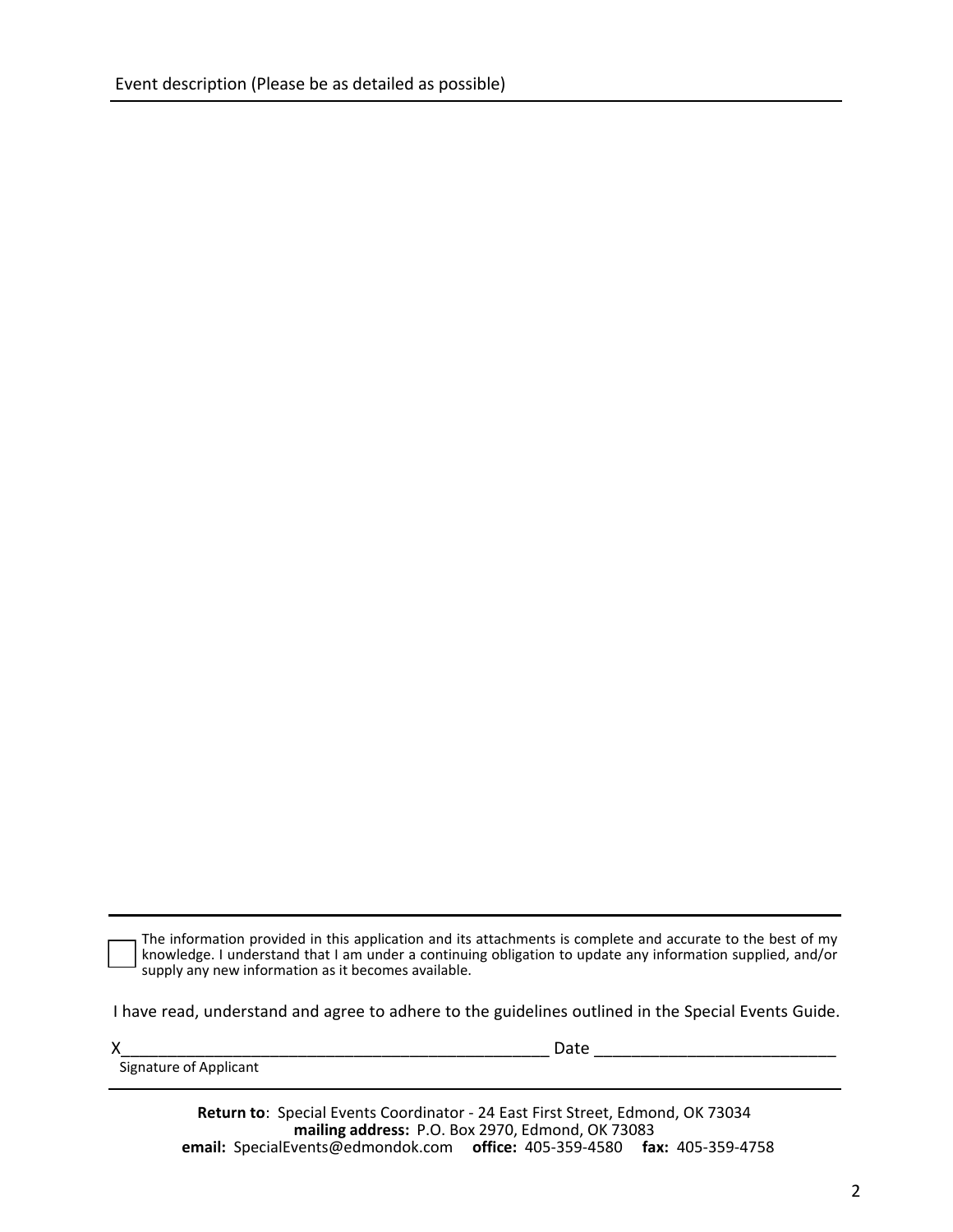Event description (Please be as detailed as possible)

---

☐ The information provided in this application and its attachments is complete and accurate to the best of my knowledge. I understand that I am under a continuing obligation to update any information supplied, and/or supply any new information as it becomes available.

I have read, understand and agree to adhere to the guidelines outlined in the Special Events Guide.

X_______________________________________________ Date __________________________

Signature of Applicant

---

**Return to**: Special Events Coordinator - 24 East First Street, Edmond, OK 73034
**mailing address:** P.O. Box 2970, Edmond, OK 73083
**email:** SpecialEvents@edmondok.com **office:** 405-359-4580 **fax:** 405-359-4758